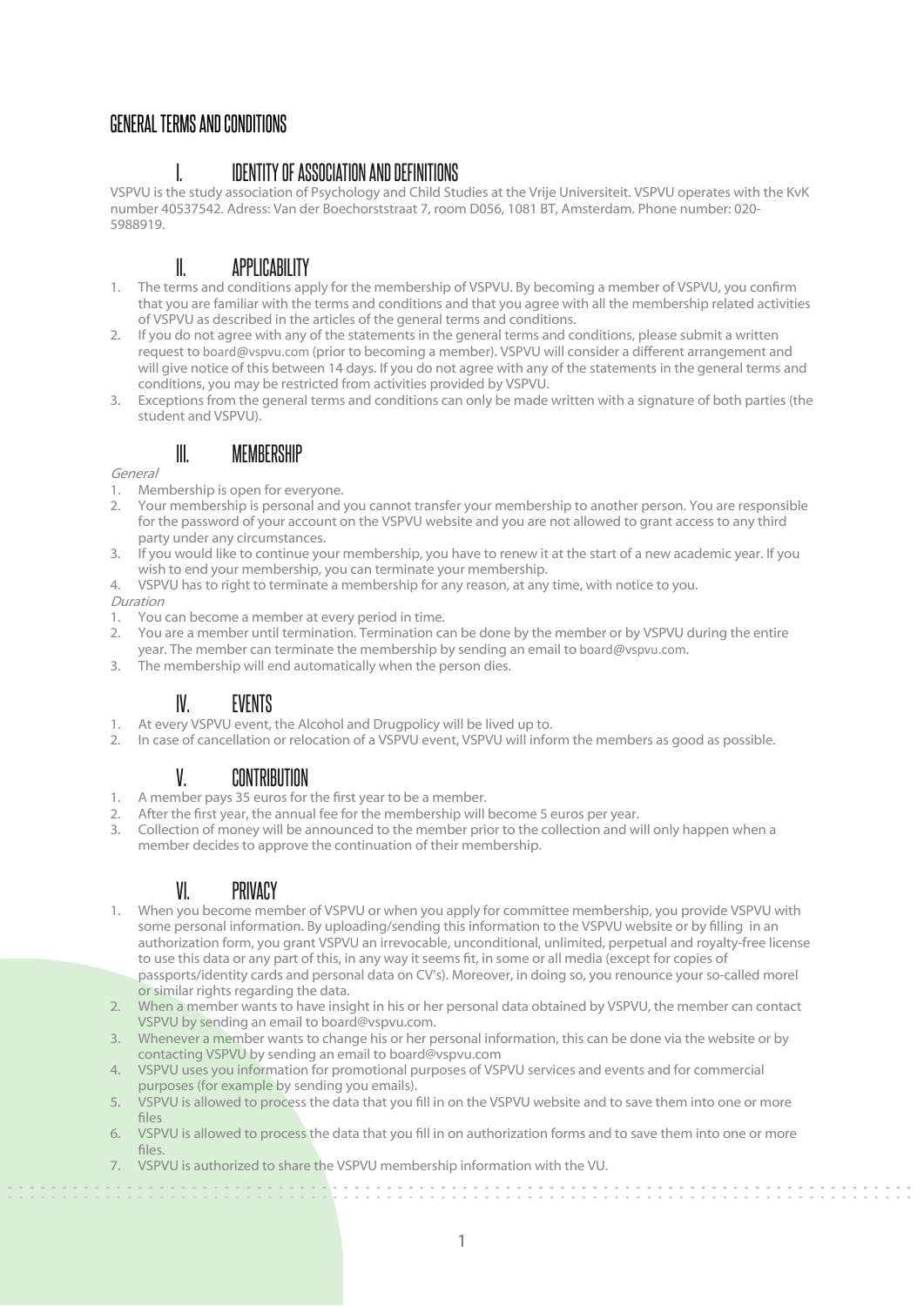# GENERAL TERMS AND CONDITIONS

## I. IDENTITY OF ASSOCIATION AND DEFINITIONS

VSPVU is the study association of Psychology and Child Studies at the Vrije Universiteit. VSPVU operates with the KvK number 40537542. Adress: Van der Boechorststraat 7, room D056, 1081 BT, Amsterdam. Phone number: 020-5988919.

## II. APPLICABILITY

1. The terms and conditions apply for the membership of VSPVU. By becoming a member of VSPVU, you confirm that you are familiar with the terms and conditions and that you agree with all the membership related activities of VSPVU as described in the articles of the general terms and conditions.
2. If you do not agree with any of the statements in the general terms and conditions, please submit a written request to board@vspvu.com (prior to becoming a member). VSPVU will consider a different arrangement and will give notice of this between 14 days. If you do not agree with any of the statements in the general terms and conditions, you may be restricted from activities provided by VSPVU.
3. Exceptions from the general terms and conditions can only be made written with a signature of both parties (the student and VSPVU).

## III. MEMBERSHIP

*General*

1. Membership is open for everyone.
2. Your membership is personal and you cannot transfer your membership to another person. You are responsible for the password of your account on the VSPVU website and you are not allowed to grant access to any third party under any circumstances.
3. If you would like to continue your membership, you have to renew it at the start of a new academic year. If you wish to end your membership, you can terminate your membership.
4. VSPVU has to right to terminate a membership for any reason, at any time, with notice to you.

*Duration*

1. You can become a member at every period in time.
2. You are a member until termination. Termination can be done by the member or by VSPVU during the entire year. The member can terminate the membership by sending an email to board@vspvu.com.
3. The membership will end automatically when the person dies.

## IV. EVENTS

1. At every VSPVU event, the Alcohol and Drugpolicy will be lived up to.
2. In case of cancellation or relocation of a VSPVU event, VSPVU will inform the members as good as possible.

## V. CONTRIBUTION

1. A member pays 35 euros for the first year to be a member.
2. After the first year, the annual fee for the membership will become 5 euros per year.
3. Collection of money will be announced to the member prior to the collection and will only happen when a member decides to approve the continuation of their membership.

## VI. PRIVACY

1. When you become member of VSPVU or when you apply for committee membership, you provide VSPVU with some personal information. By uploading/sending this information to the VSPVU website or by filling in an authorization form, you grant VSPVU an irrevocable, unconditional, unlimited, perpetual and royalty-free license to use this data or any part of this, in any way it seems fit, in some or all media (except for copies of passports/identity cards and personal data on CV's). Moreover, in doing so, you renounce your so-called morel or similar rights regarding the data.
2. When a member wants to have insight in his or her personal data obtained by VSPVU, the member can contact VSPVU by sending an email to board@vspvu.com.
3. Whenever a member wants to change his or her personal information, this can be done via the website or by contacting VSPVU by sending an email to board@vspvu.com
4. VSPVU uses you information for promotional purposes of VSPVU services and events and for commercial purposes (for example by sending you emails).
5. VSPVU is allowed to process the data that you fill in on the VSPVU website and to save them into one or more files
6. VSPVU is allowed to process the data that you fill in on authorization forms and to save them into one or more files.
7. VSPVU is authorized to share the VSPVU membership information with the VU.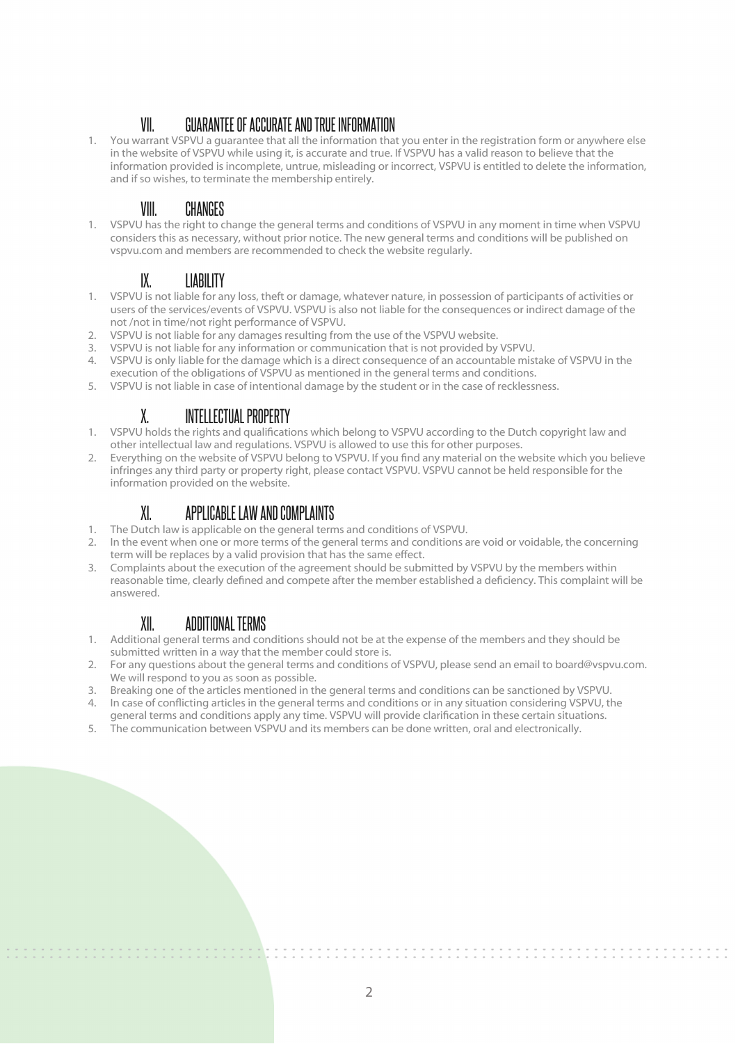## VII. GUARANTEE OF ACCURATE AND TRUE INFORMATION

1. You warrant VSPVU a guarantee that all the information that you enter in the registration form or anywhere else in the website of VSPVU while using it, is accurate and true. If VSPVU has a valid reason to believe that the information provided is incomplete, untrue, misleading or incorrect, VSPVU is entitled to delete the information, and if so wishes, to terminate the membership entirely.

## VIII. CHANGES

1. VSPVU has the right to change the general terms and conditions of VSPVU in any moment in time when VSPVU considers this as necessary, without prior notice. The new general terms and conditions will be published on vspvu.com and members are recommended to check the website regularly.

## IX. LIABILITY

1. VSPVU is not liable for any loss, theft or damage, whatever nature, in possession of participants of activities or users of the services/events of VSPVU. VSPVU is also not liable for the consequences or indirect damage of the not /not in time/not right performance of VSPVU.
2. VSPVU is not liable for any damages resulting from the use of the VSPVU website.
3. VSPVU is not liable for any information or communication that is not provided by VSPVU.
4. VSPVU is only liable for the damage which is a direct consequence of an accountable mistake of VSPVU in the execution of the obligations of VSPVU as mentioned in the general terms and conditions.
5. VSPVU is not liable in case of intentional damage by the student or in the case of recklessness.

## X. INTELLECTUAL PROPERTY

1. VSPVU holds the rights and qualifications which belong to VSPVU according to the Dutch copyright law and other intellectual law and regulations. VSPVU is allowed to use this for other purposes.
2. Everything on the website of VSPVU belong to VSPVU. If you find any material on the website which you believe infringes any third party or property right, please contact VSPVU. VSPVU cannot be held responsible for the information provided on the website.

## XI. APPLICABLE LAW AND COMPLAINTS

1. The Dutch law is applicable on the general terms and conditions of VSPVU.
2. In the event when one or more terms of the general terms and conditions are void or voidable, the concerning term will be replaces by a valid provision that has the same effect.
3. Complaints about the execution of the agreement should be submitted by VSPVU by the members within reasonable time, clearly defined and compete after the member established a deficiency. This complaint will be answered.

## XII. ADDITIONAL TERMS

1. Additional general terms and conditions should not be at the expense of the members and they should be submitted written in a way that the member could store is.
2. For any questions about the general terms and conditions of VSPVU, please send an email to board@vspvu.com. We will respond to you as soon as possible.
3. Breaking one of the articles mentioned in the general terms and conditions can be sanctioned by VSPVU.
4. In case of conflicting articles in the general terms and conditions or in any situation considering VSPVU, the general terms and conditions apply any time. VSPVU will provide clarification in these certain situations.
5. The communication between VSPVU and its members can be done written, oral and electronically.